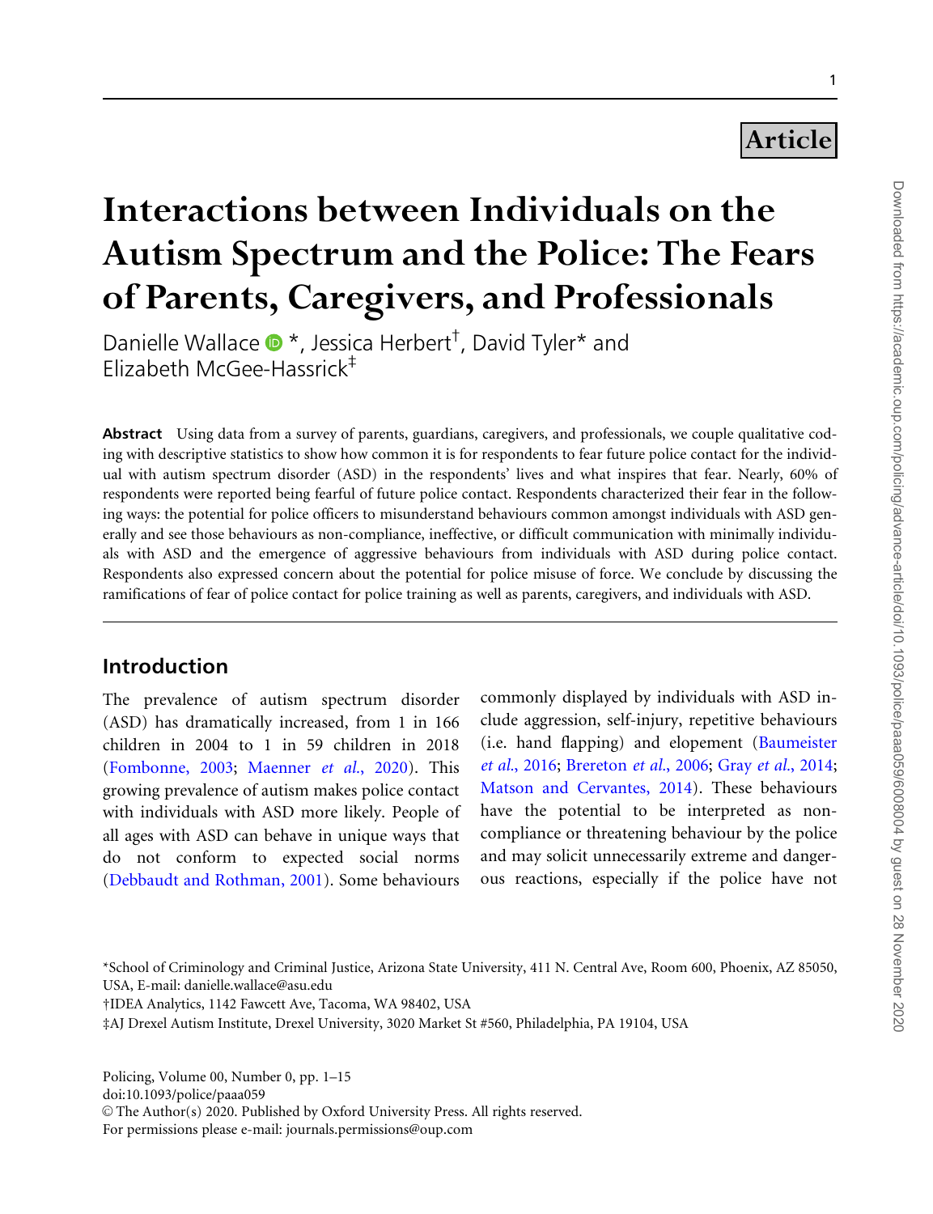Article

# Interactions between Individuals on the Autism Spectrum and the Police: The Fears of Parents, Caregivers, and Professionals

Danielle Wallace *, Jessica Herbert†, David Tyler* and Elizabeth McGee-Hassrick‡

**Abstract** Using data from a survey of parents, guardians, caregivers, and professionals, we couple qualitative coding with descriptive statistics to show how common it is for respondents to fear future police contact for the individual with autism spectrum disorder (ASD) in the respondents' lives and what inspires that fear. Nearly, 60% of respondents were reported being fearful of future police contact. Respondents characterized their fear in the following ways: the potential for police officers to misunderstand behaviours common amongst individuals with ASD generally and see those behaviours as non-compliance, ineffective, or difficult communication with minimally individuals with ASD and the emergence of aggressive behaviours from individuals with ASD during police contact. Respondents also expressed concern about the potential for police misuse of force. We conclude by discussing the ramifications of fear of police contact for police training as well as parents, caregivers, and individuals with ASD.

## Introduction

The prevalence of autism spectrum disorder (ASD) has dramatically increased, from 1 in 166 children in 2004 to 1 in 59 children in 2018 (Fombonne, 2003; Maenner *et al.*, 2020). This growing prevalence of autism makes police contact with individuals with ASD more likely. People of all ages with ASD can behave in unique ways that do not conform to expected social norms (Debbaudt and Rothman, 2001). Some behaviours commonly displayed by individuals with ASD include aggression, self-injury, repetitive behaviours (i.e. hand flapping) and elopement (Baumeister *et al.*, 2016; Brereton *et al.*, 2006; Gray *et al.*, 2014; Matson and Cervantes, 2014). These behaviours have the potential to be interpreted as non-compliance or threatening behaviour by the police and may solicit unnecessarily extreme and dangerous reactions, especially if the police have not

*School of Criminology and Criminal Justice, Arizona State University, 411 N. Central Ave, Room 600, Phoenix, AZ 85050, USA, E-mail: danielle.wallace@asu.edu

†IDEA Analytics, 1142 Fawcett Ave, Tacoma, WA 98402, USA

‡AJ Drexel Autism Institute, Drexel University, 3020 Market St #560, Philadelphia, PA 19104, USA

doi:10.1093/police/paaa059

© The Author(s) 2020. Published by Oxford University Press. All rights reserved.
For permissions please e-mail: journals.permissions@oup.com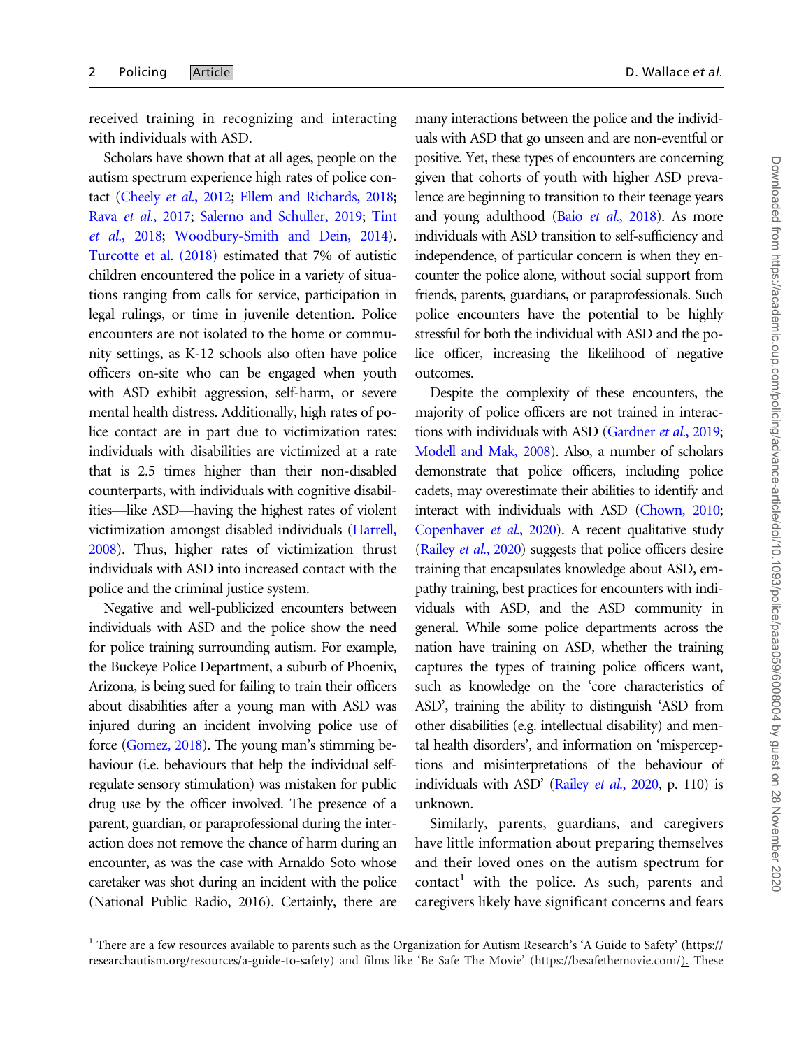received training in recognizing and interacting with individuals with ASD.

Scholars have shown that at all ages, people on the autism spectrum experience high rates of police contact (Cheely *et al.*, 2012; Ellem and Richards, 2018; Rava *et al.*, 2017; Salerno and Schuller, 2019; Tint *et al.*, 2018; Woodbury-Smith and Dein, 2014). Turcotte et al. (2018) estimated that 7% of autistic children encountered the police in a variety of situations ranging from calls for service, participation in legal rulings, or time in juvenile detention. Police encounters are not isolated to the home or community settings, as K-12 schools also often have police officers on-site who can be engaged when youth with ASD exhibit aggression, self-harm, or severe mental health distress. Additionally, high rates of police contact are in part due to victimization rates: individuals with disabilities are victimized at a rate that is 2.5 times higher than their non-disabled counterparts, with individuals with cognitive disabilities—like ASD—having the highest rates of violent victimization amongst disabled individuals (Harrell, 2008). Thus, higher rates of victimization thrust individuals with ASD into increased contact with the police and the criminal justice system.

Negative and well-publicized encounters between individuals with ASD and the police show the need for police training surrounding autism. For example, the Buckeye Police Department, a suburb of Phoenix, Arizona, is being sued for failing to train their officers about disabilities after a young man with ASD was injured during an incident involving police use of force (Gomez, 2018). The young man's stimming behaviour (i.e. behaviours that help the individual self-regulate sensory stimulation) was mistaken for public drug use by the officer involved. The presence of a parent, guardian, or paraprofessional during the interaction does not remove the chance of harm during an encounter, as was the case with Arnaldo Soto whose caretaker was shot during an incident with the police (National Public Radio, 2016). Certainly, there are many interactions between the police and the individuals with ASD that go unseen and are non-eventful or positive. Yet, these types of encounters are concerning given that cohorts of youth with higher ASD prevalence are beginning to transition to their teenage years and young adulthood (Baio *et al.*, 2018). As more individuals with ASD transition to self-sufficiency and independence, of particular concern is when they encounter the police alone, without social support from friends, parents, guardians, or paraprofessionals. Such police encounters have the potential to be highly stressful for both the individual with ASD and the police officer, increasing the likelihood of negative outcomes.

Despite the complexity of these encounters, the majority of police officers are not trained in interactions with individuals with ASD (Gardner *et al.*, 2019; Modell and Mak, 2008). Also, a number of scholars demonstrate that police officers, including police cadets, may overestimate their abilities to identify and interact with individuals with ASD (Chown, 2010; Copenhaver *et al.*, 2020). A recent qualitative study (Railey *et al.*, 2020) suggests that police officers desire training that encapsulates knowledge about ASD, empathy training, best practices for encounters with individuals with ASD, and the ASD community in general. While some police departments across the nation have training on ASD, whether the training captures the types of training police officers want, such as knowledge on the 'core characteristics of ASD', training the ability to distinguish 'ASD from other disabilities (e.g. intellectual disability) and mental health disorders', and information on 'misperceptions and misinterpretations of the behaviour of individuals with ASD' (Railey *et al.*, 2020, p. 110) is unknown.

Similarly, parents, guardians, and caregivers have little information about preparing themselves and their loved ones on the autism spectrum for contact[1] with the police. As such, parents and caregivers likely have significant concerns and fears

[1] There are a few resources available to parents such as the Organization for Autism Research's 'A Guide to Safety' (https://researchautism.org/resources/a-guide-to-safety) and films like 'Be Safe The Movie' (https://besafethemovie.com/). These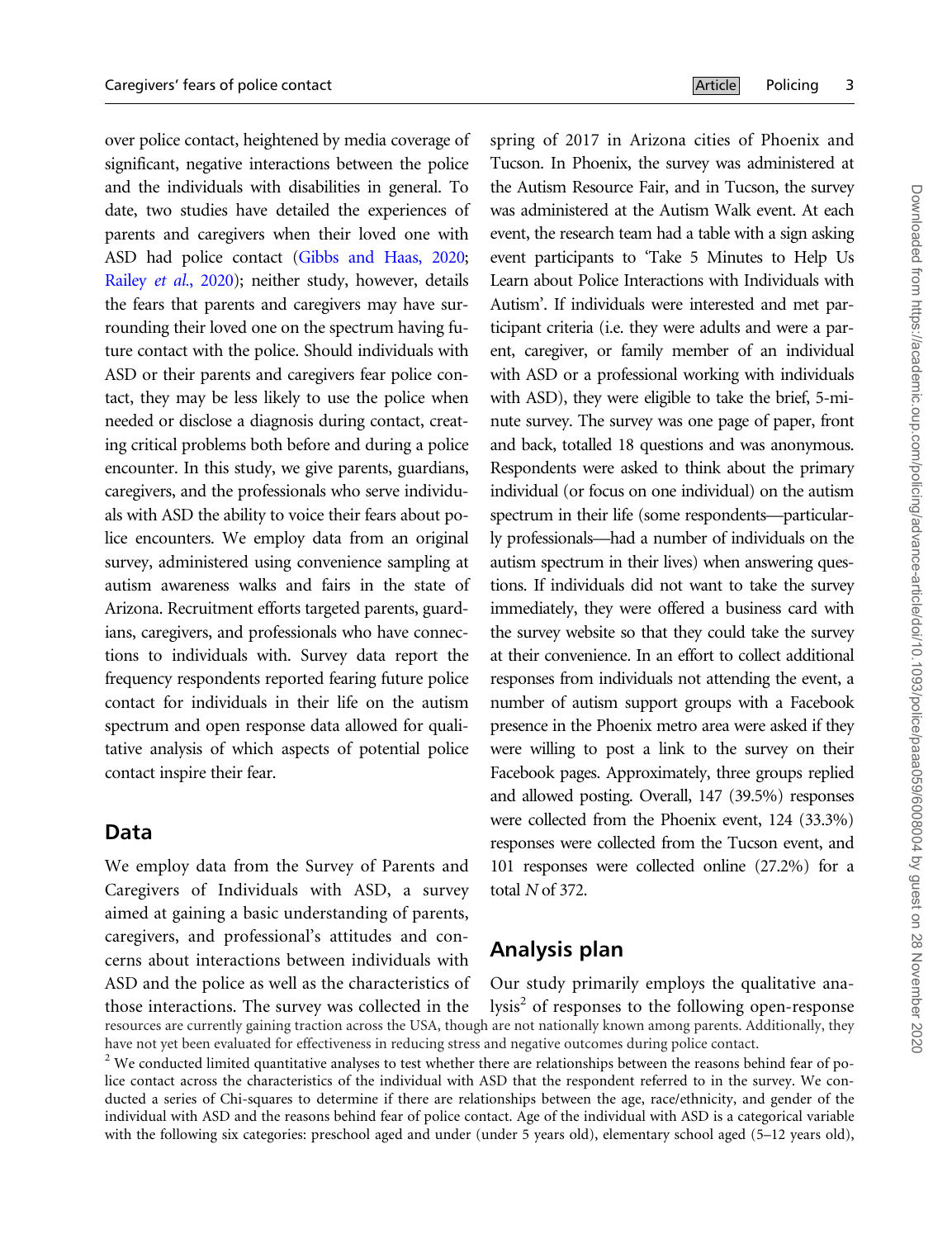over police contact, heightened by media coverage of significant, negative interactions between the police and the individuals with disabilities in general. To date, two studies have detailed the experiences of parents and caregivers when their loved one with ASD had police contact (Gibbs and Haas, 2020; Railey *et al.*, 2020); neither study, however, details the fears that parents and caregivers may have surrounding their loved one on the spectrum having future contact with the police. Should individuals with ASD or their parents and caregivers fear police contact, they may be less likely to use the police when needed or disclose a diagnosis during contact, creating critical problems both before and during a police encounter. In this study, we give parents, guardians, caregivers, and the professionals who serve individuals with ASD the ability to voice their fears about police encounters. We employ data from an original survey, administered using convenience sampling at autism awareness walks and fairs in the state of Arizona. Recruitment efforts targeted parents, guardians, caregivers, and professionals who have connections to individuals with. Survey data report the frequency respondents reported fearing future police contact for individuals in their life on the autism spectrum and open response data allowed for qualitative analysis of which aspects of potential police contact inspire their fear.

## Data

We employ data from the Survey of Parents and Caregivers of Individuals with ASD, a survey aimed at gaining a basic understanding of parents, caregivers, and professional's attitudes and concerns about interactions between individuals with ASD and the police as well as the characteristics of those interactions. The survey was collected in the spring of 2017 in Arizona cities of Phoenix and Tucson. In Phoenix, the survey was administered at the Autism Resource Fair, and in Tucson, the survey was administered at the Autism Walk event. At each event, the research team had a table with a sign asking event participants to 'Take 5 Minutes to Help Us Learn about Police Interactions with Individuals with Autism'. If individuals were interested and met participant criteria (i.e. they were adults and were a parent, caregiver, or family member of an individual with ASD or a professional working with individuals with ASD), they were eligible to take the brief, 5-minute survey. The survey was one page of paper, front and back, totalled 18 questions and was anonymous. Respondents were asked to think about the primary individual (or focus on one individual) on the autism spectrum in their life (some respondents—particularly professionals—had a number of individuals on the autism spectrum in their lives) when answering questions. If individuals did not want to take the survey immediately, they were offered a business card with the survey website so that they could take the survey at their convenience. In an effort to collect additional responses from individuals not attending the event, a number of autism support groups with a Facebook presence in the Phoenix metro area were asked if they were willing to post a link to the survey on their Facebook pages. Approximately, three groups replied and allowed posting. Overall, 147 (39.5%) responses were collected from the Phoenix event, 124 (33.3%) responses were collected from the Tucson event, and 101 responses were collected online (27.2%) for a total *N* of 372.

## Analysis plan

Our study primarily employs the qualitative analysis[2] of responses to the following open-response

resources are currently gaining traction across the USA, though are not nationally known among parents. Additionally, they have not yet been evaluated for effectiveness in reducing stress and negative outcomes during police contact.

[2] We conducted limited quantitative analyses to test whether there are relationships between the reasons behind fear of police contact across the characteristics of the individual with ASD that the respondent referred to in the survey. We conducted a series of Chi-squares to determine if there are relationships between the age, race/ethnicity, and gender of the individual with ASD and the reasons behind fear of police contact. Age of the individual with ASD is a categorical variable with the following six categories: preschool aged and under (under 5 years old), elementary school aged (5–12 years old),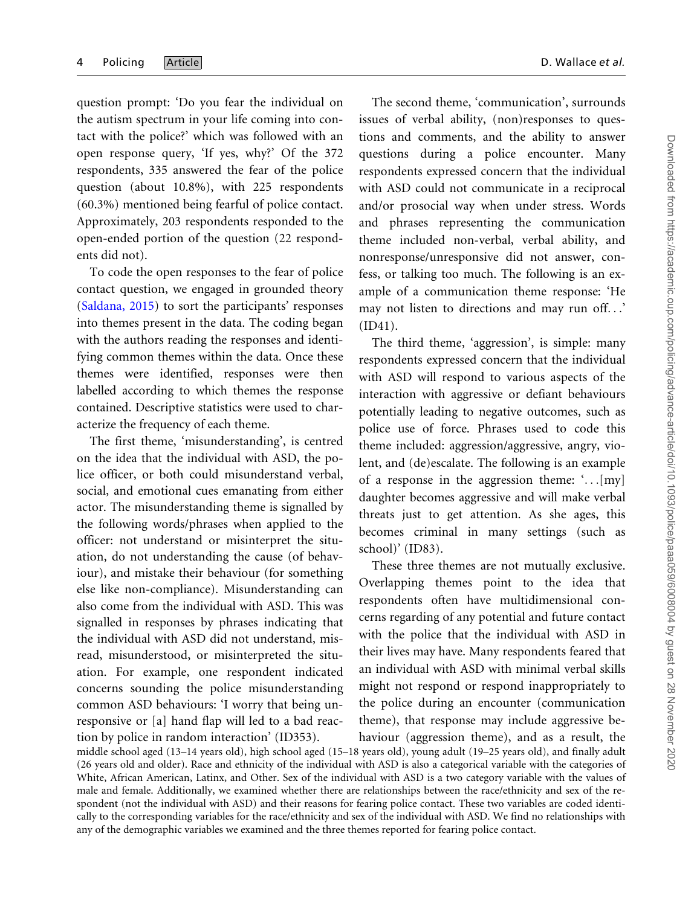question prompt: 'Do you fear the individual on the autism spectrum in your life coming into contact with the police?' which was followed with an open response query, 'If yes, why?' Of the 372 respondents, 335 answered the fear of the police question (about 10.8%), with 225 respondents (60.3%) mentioned being fearful of police contact. Approximately, 203 respondents responded to the open-ended portion of the question (22 respondents did not).

To code the open responses to the fear of police contact question, we engaged in grounded theory (Saldana, 2015) to sort the participants' responses into themes present in the data. The coding began with the authors reading the responses and identifying common themes within the data. Once these themes were identified, responses were then labelled according to which themes the response contained. Descriptive statistics were used to characterize the frequency of each theme.

The first theme, 'misunderstanding', is centred on the idea that the individual with ASD, the police officer, or both could misunderstand verbal, social, and emotional cues emanating from either actor. The misunderstanding theme is signalled by the following words/phrases when applied to the officer: not understand or misinterpret the situation, do not understanding the cause (of behaviour), and mistake their behaviour (for something else like non-compliance). Misunderstanding can also come from the individual with ASD. This was signalled in responses by phrases indicating that the individual with ASD did not understand, misread, misunderstood, or misinterpreted the situation. For example, one respondent indicated concerns sounding the police misunderstanding common ASD behaviours: 'I worry that being unresponsive or [a] hand flap will led to a bad reaction by police in random interaction' (ID353).

The second theme, 'communication', surrounds issues of verbal ability, (non)responses to questions and comments, and the ability to answer questions during a police encounter. Many respondents expressed concern that the individual with ASD could not communicate in a reciprocal and/or prosocial way when under stress. Words and phrases representing the communication theme included non-verbal, verbal ability, and nonresponse/unresponsive did not answer, confess, or talking too much. The following is an example of a communication theme response: 'He may not listen to directions and may run off…' (ID41).

The third theme, 'aggression', is simple: many respondents expressed concern that the individual with ASD will respond to various aspects of the interaction with aggressive or defiant behaviours potentially leading to negative outcomes, such as police use of force. Phrases used to code this theme included: aggression/aggressive, angry, violent, and (de)escalate. The following is an example of a response in the aggression theme: '…[my] daughter becomes aggressive and will make verbal threats just to get attention. As she ages, this becomes criminal in many settings (such as school)' (ID83).

These three themes are not mutually exclusive. Overlapping themes point to the idea that respondents often have multidimensional concerns regarding of any potential and future contact with the police that the individual with ASD in their lives may have. Many respondents feared that an individual with ASD with minimal verbal skills might not respond or respond inappropriately to the police during an encounter (communication theme), that response may include aggressive behaviour (aggression theme), and as a result, the

middle school aged (13–14 years old), high school aged (15–18 years old), young adult (19–25 years old), and finally adult (26 years old and older). Race and ethnicity of the individual with ASD is also a categorical variable with the categories of White, African American, Latinx, and Other. Sex of the individual with ASD is a two category variable with the values of male and female. Additionally, we examined whether there are relationships between the race/ethnicity and sex of the respondent (not the individual with ASD) and their reasons for fearing police contact. These two variables are coded identically to the corresponding variables for the race/ethnicity and sex of the individual with ASD. We find no relationships with any of the demographic variables we examined and the three themes reported for fearing police contact.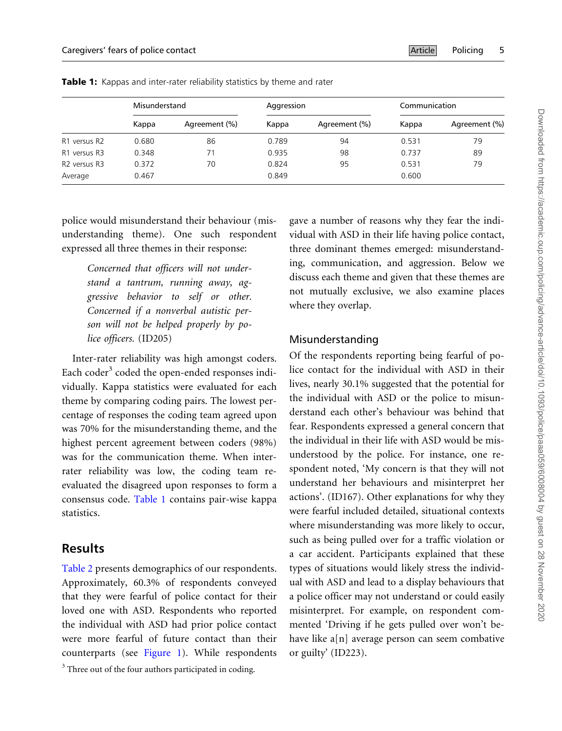**Table 1:** Kappas and inter-rater reliability statistics by theme and rater

| | Misunderstand | | Aggression | | Communication | |
|---|---|---|---|---|---|---|
| | Kappa | Agreement (%) | Kappa | Agreement (%) | Kappa | Agreement (%) |
| R1 versus R2 | 0.680 | 86 | 0.789 | 94 | 0.531 | 79 |
| R1 versus R3 | 0.348 | 71 | 0.935 | 98 | 0.737 | 89 |
| R2 versus R3 | 0.372 | 70 | 0.824 | 95 | 0.531 | 79 |
| Average | 0.467 | | 0.849 | | 0.600 | |

police would misunderstand their behaviour (misunderstanding theme). One such respondent expressed all three themes in their response:

> *Concerned that officers will not understand a tantrum, running away, aggressive behavior to self or other. Concerned if a nonverbal autistic person will not be helped properly by police officers.* (ID205)

Inter-rater reliability was high amongst coders. Each coder[3] coded the open-ended responses individually. Kappa statistics were evaluated for each theme by comparing coding pairs. The lowest percentage of responses the coding team agreed upon was 70% for the misunderstanding theme, and the highest percent agreement between coders (98%) was for the communication theme. When inter-rater reliability was low, the coding team re-evaluated the disagreed upon responses to form a consensus code. Table 1 contains pair-wise kappa statistics.

## Results

Table 2 presents demographics of our respondents. Approximately, 60.3% of respondents conveyed that they were fearful of police contact for their loved one with ASD. Respondents who reported the individual with ASD had prior police contact were more fearful of future contact than their counterparts (see Figure 1). While respondents gave a number of reasons why they fear the individual with ASD in their life having police contact, three dominant themes emerged: misunderstanding, communication, and aggression. Below we discuss each theme and given that these themes are not mutually exclusive, we also examine places where they overlap.

### Misunderstanding

Of the respondents reporting being fearful of police contact for the individual with ASD in their lives, nearly 30.1% suggested that the potential for the individual with ASD or the police to misunderstand each other's behaviour was behind that fear. Respondents expressed a general concern that the individual in their life with ASD would be misunderstood by the police. For instance, one respondent noted, 'My concern is that they will not understand her behaviours and misinterpret her actions'. (ID167). Other explanations for why they were fearful included detailed, situational contexts where misunderstanding was more likely to occur, such as being pulled over for a traffic violation or a car accident. Participants explained that these types of situations would likely stress the individual with ASD and lead to a display behaviours that a police officer may not understand or could easily misinterpret. For example, on respondent commented 'Driving if he gets pulled over won't behave like a[n] average person can seem combative or guilty' (ID223).

[3] Three out of the four authors participated in coding.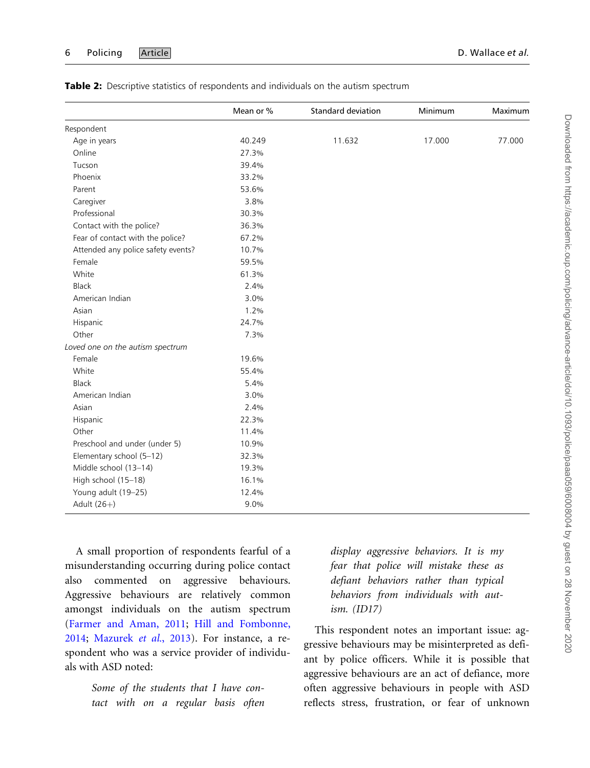**Table 2:** Descriptive statistics of respondents and individuals on the autism spectrum

| | Mean or % | Standard deviation | Minimum | Maximum |
|---|---|---|---|---|
| Respondent | | | | |
| Age in years | 40.249 | 11.632 | 17.000 | 77.000 |
| Online | 27.3% | | | |
| Tucson | 39.4% | | | |
| Phoenix | 33.2% | | | |
| Parent | 53.6% | | | |
| Caregiver | 3.8% | | | |
| Professional | 30.3% | | | |
| Contact with the police? | 36.3% | | | |
| Fear of contact with the police? | 67.2% | | | |
| Attended any police safety events? | 10.7% | | | |
| Female | 59.5% | | | |
| White | 61.3% | | | |
| Black | 2.4% | | | |
| American Indian | 3.0% | | | |
| Asian | 1.2% | | | |
| Hispanic | 24.7% | | | |
| Other | 7.3% | | | |
| *Loved one on the autism spectrum* | | | | |
| Female | 19.6% | | | |
| White | 55.4% | | | |
| Black | 5.4% | | | |
| American Indian | 3.0% | | | |
| Asian | 2.4% | | | |
| Hispanic | 22.3% | | | |
| Other | 11.4% | | | |
| Preschool and under (under 5) | 10.9% | | | |
| Elementary school (5–12) | 32.3% | | | |
| Middle school (13–14) | 19.3% | | | |
| High school (15–18) | 16.1% | | | |
| Young adult (19–25) | 12.4% | | | |
| Adult (26+) | 9.0% | | | |

A small proportion of respondents fearful of a misunderstanding occurring during police contact also commented on aggressive behaviours. Aggressive behaviours are relatively common amongst individuals on the autism spectrum (Farmer and Aman, 2011; Hill and Fombonne, 2014; Mazurek *et al.*, 2013). For instance, a respondent who was a service provider of individuals with ASD noted:

> *Some of the students that I have contact with on a regular basis often display aggressive behaviors. It is my fear that police will mistake these as defiant behaviors rather than typical behaviors from individuals with autism. (ID17)*

This respondent notes an important issue: aggressive behaviours may be misinterpreted as defiant by police officers. While it is possible that aggressive behaviours are an act of defiance, more often aggressive behaviours in people with ASD reflects stress, frustration, or fear of unknown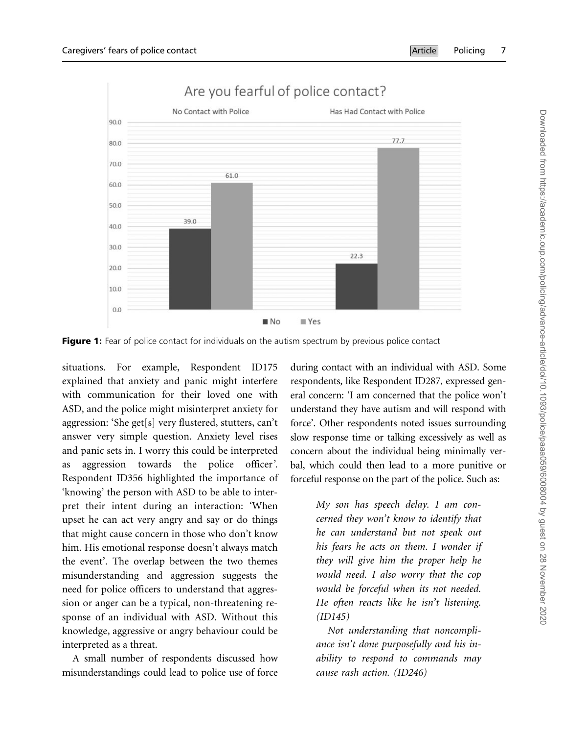**Figure 1:** Fear of police contact for individuals on the autism spectrum by previous police contact

situations. For example, Respondent ID175 explained that anxiety and panic might interfere with communication for their loved one with ASD, and the police might misinterpret anxiety for aggression: 'She get[s] very flustered, stutters, can't answer very simple question. Anxiety level rises and panic sets in. I worry this could be interpreted as aggression towards the police officer'. Respondent ID356 highlighted the importance of 'knowing' the person with ASD to be able to interpret their intent during an interaction: 'When upset he can act very angry and say or do things that might cause concern in those who don't know him. His emotional response doesn't always match the event'. The overlap between the two themes misunderstanding and aggression suggests the need for police officers to understand that aggression or anger can be a typical, non-threatening response of an individual with ASD. Without this knowledge, aggressive or angry behaviour could be interpreted as a threat.

A small number of respondents discussed how misunderstandings could lead to police use of force during contact with an individual with ASD. Some respondents, like Respondent ID287, expressed general concern: 'I am concerned that the police won't understand they have autism and will respond with force'. Other respondents noted issues surrounding slow response time or talking excessively as well as concern about the individual being minimally verbal, which could then lead to a more punitive or forceful response on the part of the police. Such as:

> *My son has speech delay. I am concerned they won't know to identify that he can understand but not speak out his fears he acts on them. I wonder if they will give him the proper help he would need. I also worry that the cop would be forceful when its not needed. He often reacts like he isn't listening. (ID145)*
>
> *Not understanding that noncompliance isn't done purposefully and his inability to respond to commands may cause rash action. (ID246)*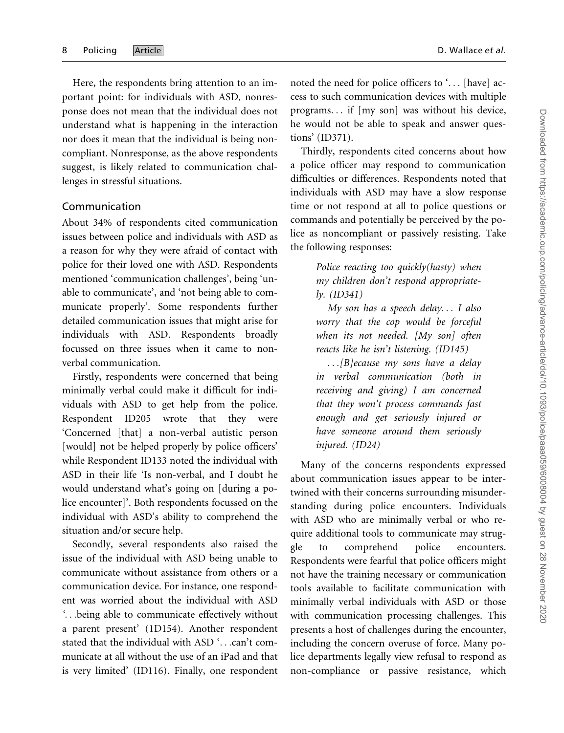Here, the respondents bring attention to an important point: for individuals with ASD, nonresponse does not mean that the individual does not understand what is happening in the interaction nor does it mean that the individual is being noncompliant. Nonresponse, as the above respondents suggest, is likely related to communication challenges in stressful situations.

## Communication

About 34% of respondents cited communication issues between police and individuals with ASD as a reason for why they were afraid of contact with police for their loved one with ASD. Respondents mentioned 'communication challenges', being 'unable to communicate', and 'not being able to communicate properly'. Some respondents further detailed communication issues that might arise for individuals with ASD. Respondents broadly focussed on three issues when it came to nonverbal communication.

Firstly, respondents were concerned that being minimally verbal could make it difficult for individuals with ASD to get help from the police. Respondent ID205 wrote that they were 'Concerned [that] a non-verbal autistic person [would] not be helped properly by police officers' while Respondent ID133 noted the individual with ASD in their life 'Is non-verbal, and I doubt he would understand what's going on [during a police encounter]'. Both respondents focussed on the individual with ASD's ability to comprehend the situation and/or secure help.

Secondly, several respondents also raised the issue of the individual with ASD being unable to communicate without assistance from others or a communication device. For instance, one respondent was worried about the individual with ASD '…being able to communicate effectively without a parent present' (1D154). Another respondent stated that the individual with ASD '…can't communicate at all without the use of an iPad and that is very limited' (ID116). Finally, one respondent noted the need for police officers to '… [have] access to such communication devices with multiple programs… if [my son] was without his device, he would not be able to speak and answer questions' (ID371).

Thirdly, respondents cited concerns about how a police officer may respond to communication difficulties or differences. Respondents noted that individuals with ASD may have a slow response time or not respond at all to police questions or commands and potentially be perceived by the police as noncompliant or passively resisting. Take the following responses:

> *Police reacting too quickly(hasty) when my children don't respond appropriately. (ID341)*
>
> *My son has a speech delay… I also worry that the cop would be forceful when its not needed. [My son] often reacts like he isn't listening. (ID145)*
>
> *…[B]ecause my sons have a delay in verbal communication (both in receiving and giving) I am concerned that they won't process commands fast enough and get seriously injured or have someone around them seriously injured. (ID24)*

Many of the concerns respondents expressed about communication issues appear to be intertwined with their concerns surrounding misunderstanding during police encounters. Individuals with ASD who are minimally verbal or who require additional tools to communicate may struggle to comprehend police encounters. Respondents were fearful that police officers might not have the training necessary or communication tools available to facilitate communication with minimally verbal individuals with ASD or those with communication processing challenges. This presents a host of challenges during the encounter, including the concern overuse of force. Many police departments legally view refusal to respond as non-compliance or passive resistance, which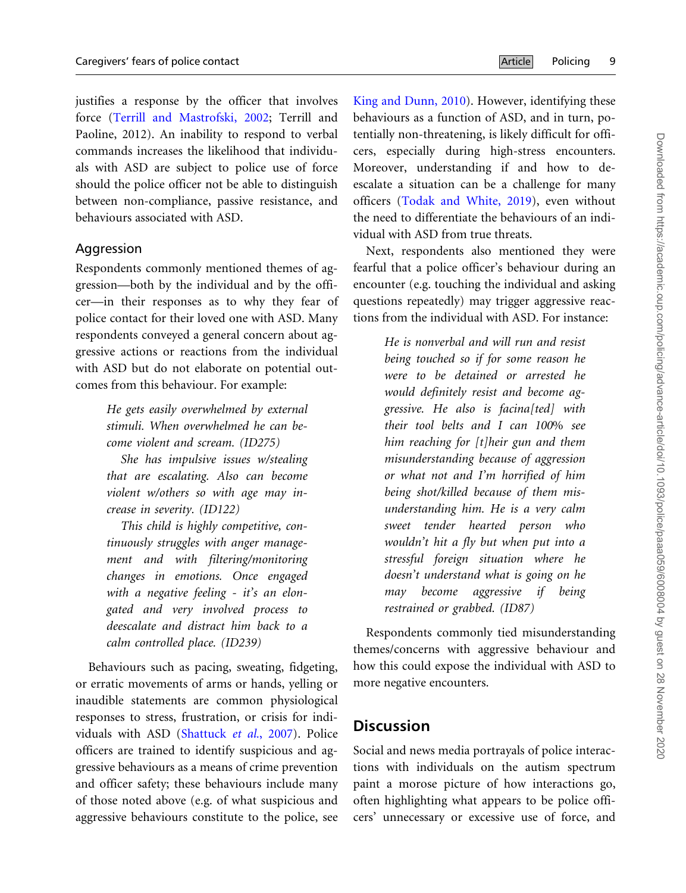justifies a response by the officer that involves force (Terrill and Mastrofski, 2002; Terrill and Paoline, 2012). An inability to respond to verbal commands increases the likelihood that individuals with ASD are subject to police use of force should the police officer not be able to distinguish between non-compliance, passive resistance, and behaviours associated with ASD.

## Aggression

Respondents commonly mentioned themes of aggression—both by the individual and by the officer—in their responses as to why they fear of police contact for their loved one with ASD. Many respondents conveyed a general concern about aggressive actions or reactions from the individual with ASD but do not elaborate on potential outcomes from this behaviour. For example:

> *He gets easily overwhelmed by external stimuli. When overwhelmed he can become violent and scream. (ID275)*
>
> *She has impulsive issues w/stealing that are escalating. Also can become violent w/others so with age may increase in severity. (ID122)*
>
> *This child is highly competitive, continuously struggles with anger management and with filtering/monitoring changes in emotions. Once engaged with a negative feeling - it's an elongated and very involved process to deescalate and distract him back to a calm controlled place. (ID239)*

Behaviours such as pacing, sweating, fidgeting, or erratic movements of arms or hands, yelling or inaudible statements are common physiological responses to stress, frustration, or crisis for individuals with ASD (Shattuck *et al.*, 2007). Police officers are trained to identify suspicious and aggressive behaviours as a means of crime prevention and officer safety; these behaviours include many of those noted above (e.g. of what suspicious and aggressive behaviours constitute to the police, see King and Dunn, 2010). However, identifying these behaviours as a function of ASD, and in turn, potentially non-threatening, is likely difficult for officers, especially during high-stress encounters. Moreover, understanding if and how to de-escalate a situation can be a challenge for many officers (Todak and White, 2019), even without the need to differentiate the behaviours of an individual with ASD from true threats.

Next, respondents also mentioned they were fearful that a police officer's behaviour during an encounter (e.g. touching the individual and asking questions repeatedly) may trigger aggressive reactions from the individual with ASD. For instance:

> *He is nonverbal and will run and resist being touched so if for some reason he were to be detained or arrested he would definitely resist and become aggressive. He also is facina[ted] with their tool belts and I can 100% see him reaching for [t]heir gun and them misunderstanding because of aggression or what not and I'm horrified of him being shot/killed because of them misunderstanding him. He is a very calm sweet tender hearted person who wouldn't hit a fly but when put into a stressful foreign situation where he doesn't understand what is going on he may become aggressive if being restrained or grabbed. (ID87)*

Respondents commonly tied misunderstanding themes/concerns with aggressive behaviour and how this could expose the individual with ASD to more negative encounters.

# Discussion

Social and news media portrayals of police interactions with individuals on the autism spectrum paint a morose picture of how interactions go, often highlighting what appears to be police officers' unnecessary or excessive use of force, and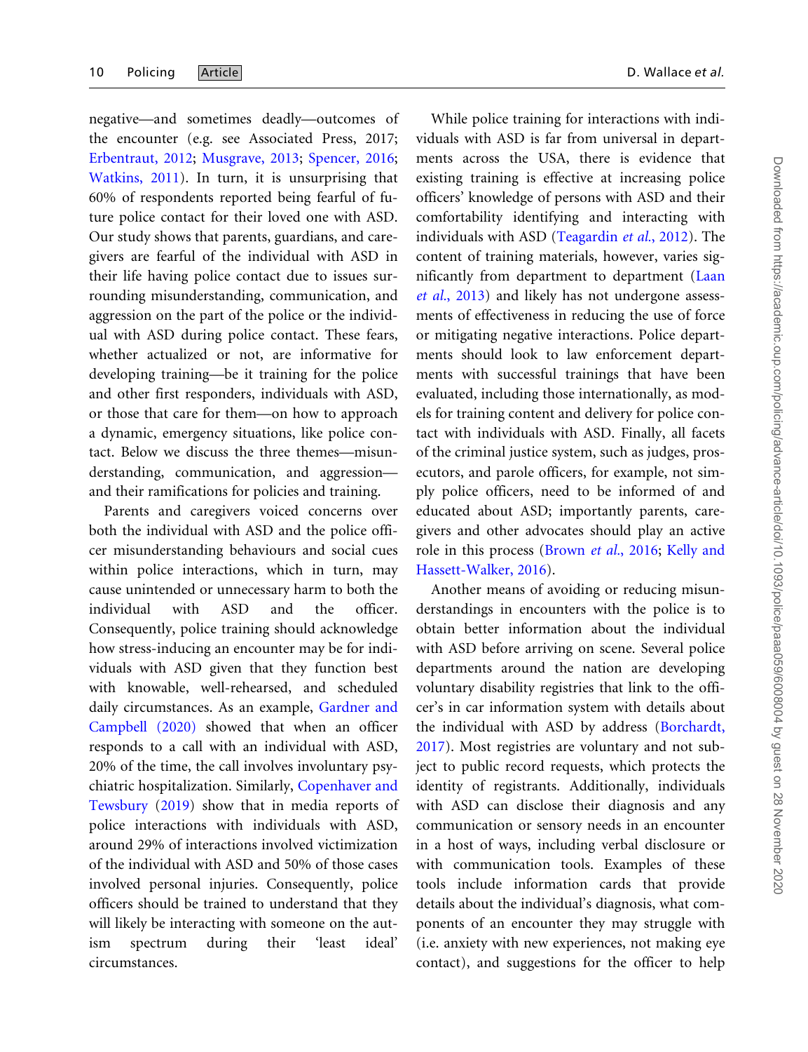negative—and sometimes deadly—outcomes of the encounter (e.g. see Associated Press, 2017; Erbentraut, 2012; Musgrave, 2013; Spencer, 2016; Watkins, 2011). In turn, it is unsurprising that 60% of respondents reported being fearful of future police contact for their loved one with ASD. Our study shows that parents, guardians, and caregivers are fearful of the individual with ASD in their life having police contact due to issues surrounding misunderstanding, communication, and aggression on the part of the police or the individual with ASD during police contact. These fears, whether actualized or not, are informative for developing training—be it training for the police and other first responders, individuals with ASD, or those that care for them—on how to approach a dynamic, emergency situations, like police contact. Below we discuss the three themes—misunderstanding, communication, and aggression—and their ramifications for policies and training.

Parents and caregivers voiced concerns over both the individual with ASD and the police officer misunderstanding behaviours and social cues within police interactions, which in turn, may cause unintended or unnecessary harm to both the individual with ASD and the officer. Consequently, police training should acknowledge how stress-inducing an encounter may be for individuals with ASD given that they function best with knowable, well-rehearsed, and scheduled daily circumstances. As an example, Gardner and Campbell (2020) showed that when an officer responds to a call with an individual with ASD, 20% of the time, the call involves involuntary psychiatric hospitalization. Similarly, Copenhaver and Tewsbury (2019) show that in media reports of police interactions with individuals with ASD, around 29% of interactions involved victimization of the individual with ASD and 50% of those cases involved personal injuries. Consequently, police officers should be trained to understand that they will likely be interacting with someone on the autism spectrum during their 'least ideal' circumstances.

While police training for interactions with individuals with ASD is far from universal in departments across the USA, there is evidence that existing training is effective at increasing police officers' knowledge of persons with ASD and their comfortability identifying and interacting with individuals with ASD (Teagardin *et al.*, 2012). The content of training materials, however, varies significantly from department to department (Laan *et al.*, 2013) and likely has not undergone assessments of effectiveness in reducing the use of force or mitigating negative interactions. Police departments should look to law enforcement departments with successful trainings that have been evaluated, including those internationally, as models for training content and delivery for police contact with individuals with ASD. Finally, all facets of the criminal justice system, such as judges, prosecutors, and parole officers, for example, not simply police officers, need to be informed of and educated about ASD; importantly parents, caregivers and other advocates should play an active role in this process (Brown *et al.*, 2016; Kelly and Hassett-Walker, 2016).

Another means of avoiding or reducing misunderstandings in encounters with the police is to obtain better information about the individual with ASD before arriving on scene. Several police departments around the nation are developing voluntary disability registries that link to the officer's in car information system with details about the individual with ASD by address (Borchardt, 2017). Most registries are voluntary and not subject to public record requests, which protects the identity of registrants. Additionally, individuals with ASD can disclose their diagnosis and any communication or sensory needs in an encounter in a host of ways, including verbal disclosure or with communication tools. Examples of these tools include information cards that provide details about the individual's diagnosis, what components of an encounter they may struggle with (i.e. anxiety with new experiences, not making eye contact), and suggestions for the officer to help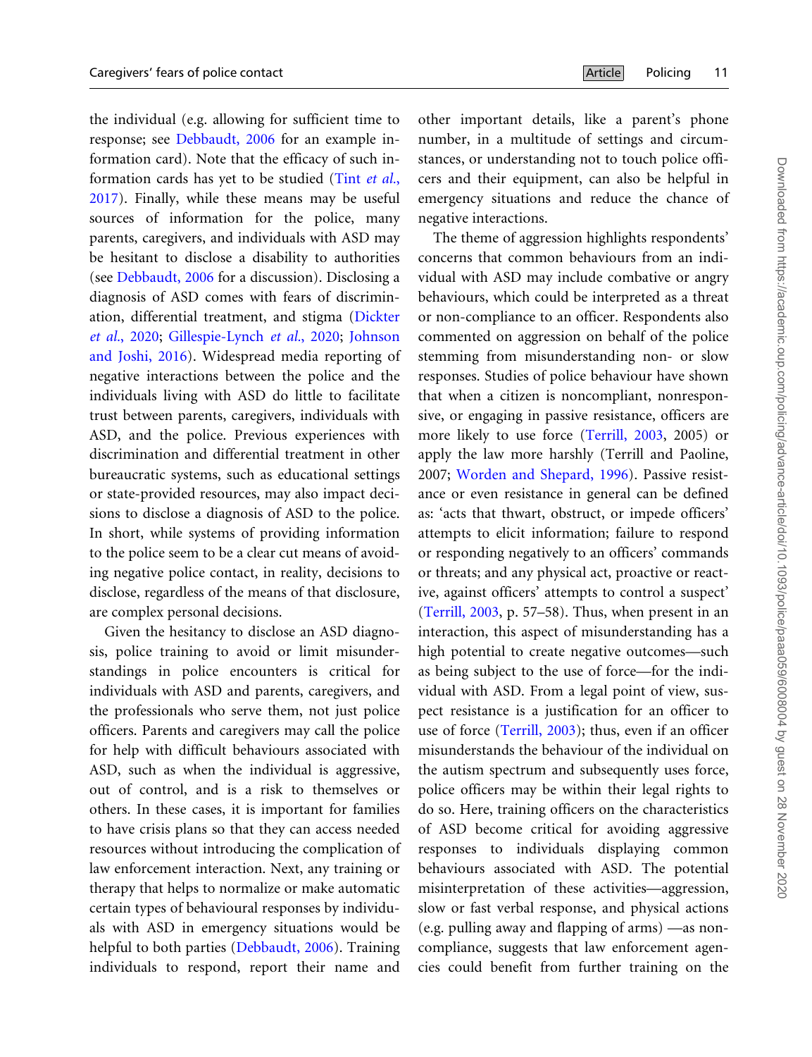the individual (e.g. allowing for sufficient time to response; see Debbaudt, 2006 for an example information card). Note that the efficacy of such information cards has yet to be studied (Tint *et al.*, 2017). Finally, while these means may be useful sources of information for the police, many parents, caregivers, and individuals with ASD may be hesitant to disclose a disability to authorities (see Debbaudt, 2006 for a discussion). Disclosing a diagnosis of ASD comes with fears of discrimination, differential treatment, and stigma (Dickter *et al.*, 2020; Gillespie-Lynch *et al.*, 2020; Johnson and Joshi, 2016). Widespread media reporting of negative interactions between the police and the individuals living with ASD do little to facilitate trust between parents, caregivers, individuals with ASD, and the police. Previous experiences with discrimination and differential treatment in other bureaucratic systems, such as educational settings or state-provided resources, may also impact decisions to disclose a diagnosis of ASD to the police. In short, while systems of providing information to the police seem to be a clear cut means of avoiding negative police contact, in reality, decisions to disclose, regardless of the means of that disclosure, are complex personal decisions.

Given the hesitancy to disclose an ASD diagnosis, police training to avoid or limit misunderstandings in police encounters is critical for individuals with ASD and parents, caregivers, and the professionals who serve them, not just police officers. Parents and caregivers may call the police for help with difficult behaviours associated with ASD, such as when the individual is aggressive, out of control, and is a risk to themselves or others. In these cases, it is important for families to have crisis plans so that they can access needed resources without introducing the complication of law enforcement interaction. Next, any training or therapy that helps to normalize or make automatic certain types of behavioural responses by individuals with ASD in emergency situations would be helpful to both parties (Debbaudt, 2006). Training individuals to respond, report their name and other important details, like a parent's phone number, in a multitude of settings and circumstances, or understanding not to touch police officers and their equipment, can also be helpful in emergency situations and reduce the chance of negative interactions.

The theme of aggression highlights respondents' concerns that common behaviours from an individual with ASD may include combative or angry behaviours, which could be interpreted as a threat or non-compliance to an officer. Respondents also commented on aggression on behalf of the police stemming from misunderstanding non- or slow responses. Studies of police behaviour have shown that when a citizen is noncompliant, nonresponsive, or engaging in passive resistance, officers are more likely to use force (Terrill, 2003, 2005) or apply the law more harshly (Terrill and Paoline, 2007; Worden and Shepard, 1996). Passive resistance or even resistance in general can be defined as: 'acts that thwart, obstruct, or impede officers' attempts to elicit information; failure to respond or responding negatively to an officers' commands or threats; and any physical act, proactive or reactive, against officers' attempts to control a suspect' (Terrill, 2003, p. 57–58). Thus, when present in an interaction, this aspect of misunderstanding has a high potential to create negative outcomes—such as being subject to the use of force—for the individual with ASD. From a legal point of view, suspect resistance is a justification for an officer to use of force (Terrill, 2003); thus, even if an officer misunderstands the behaviour of the individual on the autism spectrum and subsequently uses force, police officers may be within their legal rights to do so. Here, training officers on the characteristics of ASD become critical for avoiding aggressive responses to individuals displaying common behaviours associated with ASD. The potential misinterpretation of these activities—aggression, slow or fast verbal response, and physical actions (e.g. pulling away and flapping of arms) —as non-compliance, suggests that law enforcement agencies could benefit from further training on the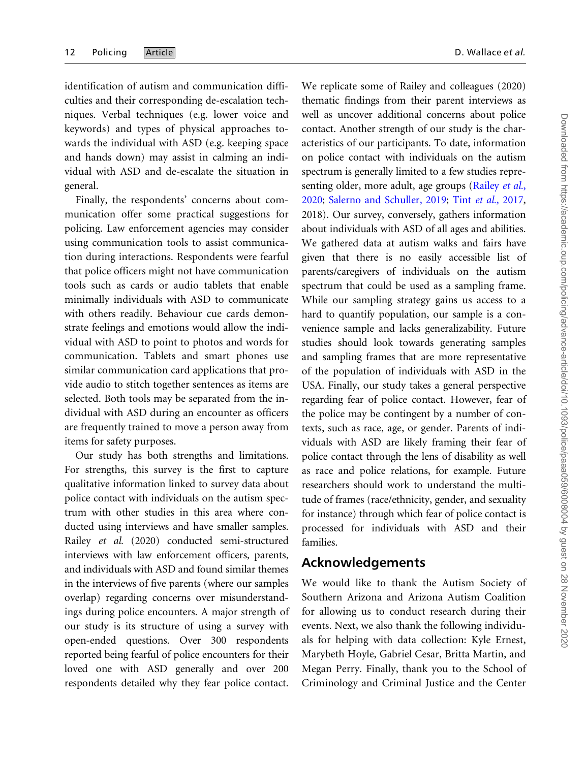identification of autism and communication difficulties and their corresponding de-escalation techniques. Verbal techniques (e.g. lower voice and keywords) and types of physical approaches towards the individual with ASD (e.g. keeping space and hands down) may assist in calming an individual with ASD and de-escalate the situation in general.

Finally, the respondents' concerns about communication offer some practical suggestions for policing. Law enforcement agencies may consider using communication tools to assist communication during interactions. Respondents were fearful that police officers might not have communication tools such as cards or audio tablets that enable minimally individuals with ASD to communicate with others readily. Behaviour cue cards demonstrate feelings and emotions would allow the individual with ASD to point to photos and words for communication. Tablets and smart phones use similar communication card applications that provide audio to stitch together sentences as items are selected. Both tools may be separated from the individual with ASD during an encounter as officers are frequently trained to move a person away from items for safety purposes.

Our study has both strengths and limitations. For strengths, this survey is the first to capture qualitative information linked to survey data about police contact with individuals on the autism spectrum with other studies in this area where conducted using interviews and have smaller samples. Railey *et al.* (2020) conducted semi-structured interviews with law enforcement officers, parents, and individuals with ASD and found similar themes in the interviews of five parents (where our samples overlap) regarding concerns over misunderstandings during police encounters. A major strength of our study is its structure of using a survey with open-ended questions. Over 300 respondents reported being fearful of police encounters for their loved one with ASD generally and over 200 respondents detailed why they fear police contact. We replicate some of Railey and colleagues (2020) thematic findings from their parent interviews as well as uncover additional concerns about police contact. Another strength of our study is the characteristics of our participants. To date, information on police contact with individuals on the autism spectrum is generally limited to a few studies representing older, more adult, age groups (Railey *et al.*, 2020; Salerno and Schuller, 2019; Tint *et al.*, 2017, 2018). Our survey, conversely, gathers information about individuals with ASD of all ages and abilities. We gathered data at autism walks and fairs have given that there is no easily accessible list of parents/caregivers of individuals on the autism spectrum that could be used as a sampling frame. While our sampling strategy gains us access to a hard to quantify population, our sample is a convenience sample and lacks generalizability. Future studies should look towards generating samples and sampling frames that are more representative of the population of individuals with ASD in the USA. Finally, our study takes a general perspective regarding fear of police contact. However, fear of the police may be contingent by a number of contexts, such as race, age, or gender. Parents of individuals with ASD are likely framing their fear of police contact through the lens of disability as well as race and police relations, for example. Future researchers should work to understand the multitude of frames (race/ethnicity, gender, and sexuality for instance) through which fear of police contact is processed for individuals with ASD and their families.

## Acknowledgements

We would like to thank the Autism Society of Southern Arizona and Arizona Autism Coalition for allowing us to conduct research during their events. Next, we also thank the following individuals for helping with data collection: Kyle Ernest, Marybeth Hoyle, Gabriel Cesar, Britta Martin, and Megan Perry. Finally, thank you to the School of Criminology and Criminal Justice and the Center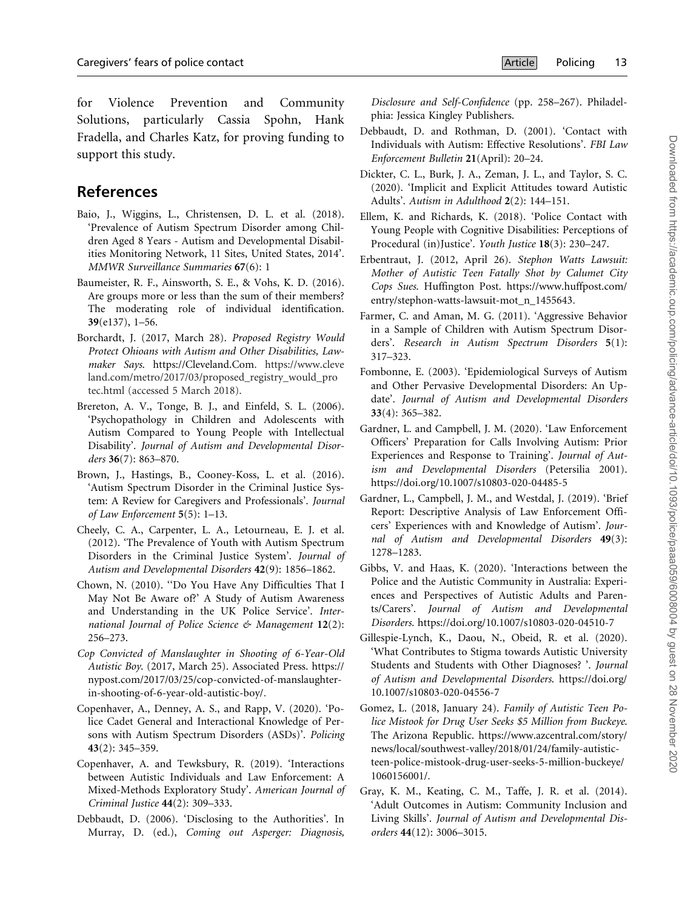for Violence Prevention and Community Solutions, particularly Cassia Spohn, Hank Fradella, and Charles Katz, for proving funding to support this study.

## References

Baio, J., Wiggins, L., Christensen, D. L. et al. (2018). 'Prevalence of Autism Spectrum Disorder among Children Aged 8 Years - Autism and Developmental Disabilities Monitoring Network, 11 Sites, United States, 2014'. *MMWR Surveillance Summaries* **67**(6): 1

Baumeister, R. F., Ainsworth, S. E., & Vohs, K. D. (2016). Are groups more or less than the sum of their members? The moderating role of individual identification. **39**(e137), 1–56.

Borchardt, J. (2017, March 28). *Proposed Registry Would Protect Ohioans with Autism and Other Disabilities, Lawmaker Says.* https://Cleveland.Com. https://www.cleveland.com/metro/2017/03/proposed_registry_would_protec.html (accessed 5 March 2018).

Brereton, A. V., Tonge, B. J., and Einfeld, S. L. (2006). 'Psychopathology in Children and Adolescents with Autism Compared to Young People with Intellectual Disability'. *Journal of Autism and Developmental Disorders* **36**(7): 863–870.

Brown, J., Hastings, B., Cooney-Koss, L. et al. (2016). 'Autism Spectrum Disorder in the Criminal Justice System: A Review for Caregivers and Professionals'. *Journal of Law Enforcement* **5**(5): 1–13.

Cheely, C. A., Carpenter, L. A., Letourneau, E. J. et al. (2012). 'The Prevalence of Youth with Autism Spectrum Disorders in the Criminal Justice System'. *Journal of Autism and Developmental Disorders* **42**(9): 1856–1862.

Chown, N. (2010). ''Do You Have Any Difficulties That I May Not Be Aware of?' A Study of Autism Awareness and Understanding in the UK Police Service'. *International Journal of Police Science & Management* **12**(2): 256–273.

*Cop Convicted of Manslaughter in Shooting of 6-Year-Old Autistic Boy*. (2017, March 25). Associated Press. https://nypost.com/2017/03/25/cop-convicted-of-manslaughter-in-shooting-of-6-year-old-autistic-boy/.

Copenhaver, A., Denney, A. S., and Rapp, V. (2020). 'Police Cadet General and Interactional Knowledge of Persons with Autism Spectrum Disorders (ASDs)'. *Policing* **43**(2): 345–359.

Copenhaver, A. and Tewksbury, R. (2019). 'Interactions between Autistic Individuals and Law Enforcement: A Mixed-Methods Exploratory Study'. *American Journal of Criminal Justice* **44**(2): 309–333.

Debbaudt, D. (2006). 'Disclosing to the Authorities'. In Murray, D. (ed.), *Coming out Asperger: Diagnosis, Disclosure and Self-Confidence* (pp. 258–267). Philadelphia: Jessica Kingley Publishers.

Debbaudt, D. and Rothman, D. (2001). 'Contact with Individuals with Autism: Effective Resolutions'. *FBI Law Enforcement Bulletin* **21**(April): 20–24.

Dickter, C. L., Burk, J. A., Zeman, J. L., and Taylor, S. C. (2020). 'Implicit and Explicit Attitudes toward Autistic Adults'. *Autism in Adulthood* **2**(2): 144–151.

Ellem, K. and Richards, K. (2018). 'Police Contact with Young People with Cognitive Disabilities: Perceptions of Procedural (in)Justice'. *Youth Justice* **18**(3): 230–247.

Erbentraut, J. (2012, April 26). *Stephon Watts Lawsuit: Mother of Autistic Teen Fatally Shot by Calumet City Cops Sues.* Huffington Post. https://www.huffpost.com/entry/stephon-watts-lawsuit-mot_n_1455643.

Farmer, C. and Aman, M. G. (2011). 'Aggressive Behavior in a Sample of Children with Autism Spectrum Disorders'. *Research in Autism Spectrum Disorders* **5**(1): 317–323.

Fombonne, E. (2003). 'Epidemiological Surveys of Autism and Other Pervasive Developmental Disorders: An Update'. *Journal of Autism and Developmental Disorders* **33**(4): 365–382.

Gardner, L. and Campbell, J. M. (2020). 'Law Enforcement Officers' Preparation for Calls Involving Autism: Prior Experiences and Response to Training'. *Journal of Autism and Developmental Disorders* (Petersilia 2001). https://doi.org/10.1007/s10803-020-04485-5

Gardner, L., Campbell, J. M., and Westdal, J. (2019). 'Brief Report: Descriptive Analysis of Law Enforcement Officers' Experiences with and Knowledge of Autism'. *Journal of Autism and Developmental Disorders* **49**(3): 1278–1283.

Gibbs, V. and Haas, K. (2020). 'Interactions between the Police and the Autistic Community in Australia: Experiences and Perspectives of Autistic Adults and Parents/Carers'. *Journal of Autism and Developmental Disorders*. https://doi.org/10.1007/s10803-020-04510-7

Gillespie-Lynch, K., Daou, N., Obeid, R. et al. (2020). 'What Contributes to Stigma towards Autistic University Students and Students with Other Diagnoses? '. *Journal of Autism and Developmental Disorders*. https://doi.org/10.1007/s10803-020-04556-7

Gomez, L. (2018, January 24). *Family of Autistic Teen Police Mistook for Drug User Seeks $5 Million from Buckeye.* The Arizona Republic. https://www.azcentral.com/story/news/local/southwest-valley/2018/01/24/family-autistic-teen-police-mistook-drug-user-seeks-5-million-buckeye/1060156001/.

Gray, K. M., Keating, C. M., Taffe, J. R. et al. (2014). 'Adult Outcomes in Autism: Community Inclusion and Living Skills'. *Journal of Autism and Developmental Disorders* **44**(12): 3006–3015.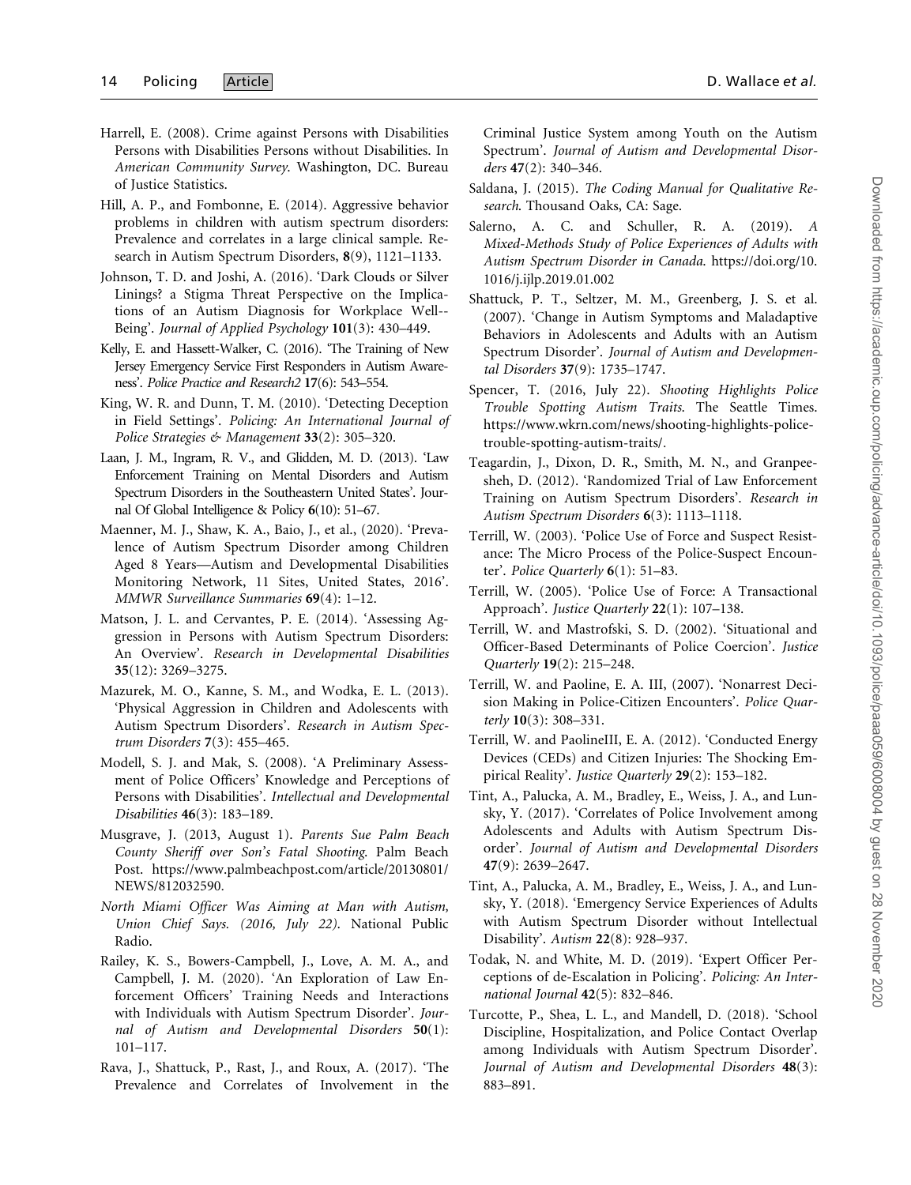Harrell, E. (2008). Crime against Persons with Disabilities Persons with Disabilities Persons without Disabilities. In *American Community Survey*. Washington, DC. Bureau of Justice Statistics.

Hill, A. P., and Fombonne, E. (2014). Aggressive behavior problems in children with autism spectrum disorders: Prevalence and correlates in a large clinical sample. Research in Autism Spectrum Disorders, **8**(9), 1121–1133.

Johnson, T. D. and Joshi, A. (2016). 'Dark Clouds or Silver Linings? a Stigma Threat Perspective on the Implications of an Autism Diagnosis for Workplace Well--Being'. *Journal of Applied Psychology* **101**(3): 430–449.

Kelly, E. and Hassett-Walker, C. (2016). 'The Training of New Jersey Emergency Service First Responders in Autism Awareness'. *Police Practice and Research2* **17**(6): 543–554.

King, W. R. and Dunn, T. M. (2010). 'Detecting Deception in Field Settings'. *Policing: An International Journal of Police Strategies & Management* **33**(2): 305–320.

Laan, J. M., Ingram, R. V., and Glidden, M. D. (2013). 'Law Enforcement Training on Mental Disorders and Autism Spectrum Disorders in the Southeastern United States'. Journal Of Global Intelligence & Policy **6**(10): 51–67.

Maenner, M. J., Shaw, K. A., Baio, J., et al., (2020). 'Prevalence of Autism Spectrum Disorder among Children Aged 8 Years—Autism and Developmental Disabilities Monitoring Network, 11 Sites, United States, 2016'. *MMWR Surveillance Summaries* **69**(4): 1–12.

Matson, J. L. and Cervantes, P. E. (2014). 'Assessing Aggression in Persons with Autism Spectrum Disorders: An Overview'. *Research in Developmental Disabilities* **35**(12): 3269–3275.

Mazurek, M. O., Kanne, S. M., and Wodka, E. L. (2013). 'Physical Aggression in Children and Adolescents with Autism Spectrum Disorders'. *Research in Autism Spectrum Disorders* **7**(3): 455–465.

Modell, S. J. and Mak, S. (2008). 'A Preliminary Assessment of Police Officers' Knowledge and Perceptions of Persons with Disabilities'. *Intellectual and Developmental Disabilities* **46**(3): 183–189.

Musgrave, J. (2013, August 1). *Parents Sue Palm Beach County Sheriff over Son's Fatal Shooting*. Palm Beach Post. https://www.palmbeachpost.com/article/20130801/NEWS/812032590.

*North Miami Officer Was Aiming at Man with Autism, Union Chief Says. (2016, July 22)*. National Public Radio.

Railey, K. S., Bowers-Campbell, J., Love, A. M. A., and Campbell, J. M. (2020). 'An Exploration of Law Enforcement Officers' Training Needs and Interactions with Individuals with Autism Spectrum Disorder'. *Journal of Autism and Developmental Disorders* **50**(1): 101–117.

Rava, J., Shattuck, P., Rast, J., and Roux, A. (2017). 'The Prevalence and Correlates of Involvement in the Criminal Justice System among Youth on the Autism Spectrum'. *Journal of Autism and Developmental Disorders* **47**(2): 340–346.

Saldana, J. (2015). *The Coding Manual for Qualitative Research*. Thousand Oaks, CA: Sage.

Salerno, A. C. and Schuller, R. A. (2019). *A Mixed-Methods Study of Police Experiences of Adults with Autism Spectrum Disorder in Canada*. https://doi.org/10.1016/j.ijlp.2019.01.002

Shattuck, P. T., Seltzer, M. M., Greenberg, J. S. et al. (2007). 'Change in Autism Symptoms and Maladaptive Behaviors in Adolescents and Adults with an Autism Spectrum Disorder'. *Journal of Autism and Developmental Disorders* **37**(9): 1735–1747.

Spencer, T. (2016, July 22). *Shooting Highlights Police Trouble Spotting Autism Traits*. The Seattle Times. https://www.wkrn.com/news/shooting-highlights-police-trouble-spotting-autism-traits/.

Teagardin, J., Dixon, D. R., Smith, M. N., and Granpeesheh, D. (2012). 'Randomized Trial of Law Enforcement Training on Autism Spectrum Disorders'. *Research in Autism Spectrum Disorders* **6**(3): 1113–1118.

Terrill, W. (2003). 'Police Use of Force and Suspect Resistance: The Micro Process of the Police-Suspect Encounter'. *Police Quarterly* **6**(1): 51–83.

Terrill, W. (2005). 'Police Use of Force: A Transactional Approach'. *Justice Quarterly* **22**(1): 107–138.

Terrill, W. and Mastrofski, S. D. (2002). 'Situational and Officer-Based Determinants of Police Coercion'. *Justice Quarterly* **19**(2): 215–248.

Terrill, W. and Paoline, E. A. III, (2007). 'Nonarrest Decision Making in Police-Citizen Encounters'. *Police Quarterly* **10**(3): 308–331.

Terrill, W. and PaolineIII, E. A. (2012). 'Conducted Energy Devices (CEDs) and Citizen Injuries: The Shocking Empirical Reality'. *Justice Quarterly* **29**(2): 153–182.

Tint, A., Palucka, A. M., Bradley, E., Weiss, J. A., and Lunsky, Y. (2017). 'Correlates of Police Involvement among Adolescents and Adults with Autism Spectrum Disorder'. *Journal of Autism and Developmental Disorders* **47**(9): 2639–2647.

Tint, A., Palucka, A. M., Bradley, E., Weiss, J. A., and Lunsky, Y. (2018). 'Emergency Service Experiences of Adults with Autism Spectrum Disorder without Intellectual Disability'. *Autism* **22**(8): 928–937.

Todak, N. and White, M. D. (2019). 'Expert Officer Perceptions of de-Escalation in Policing'. *Policing: An International Journal* **42**(5): 832–846.

Turcotte, P., Shea, L. L., and Mandell, D. (2018). 'School Discipline, Hospitalization, and Police Contact Overlap among Individuals with Autism Spectrum Disorder'. *Journal of Autism and Developmental Disorders* **48**(3): 883–891.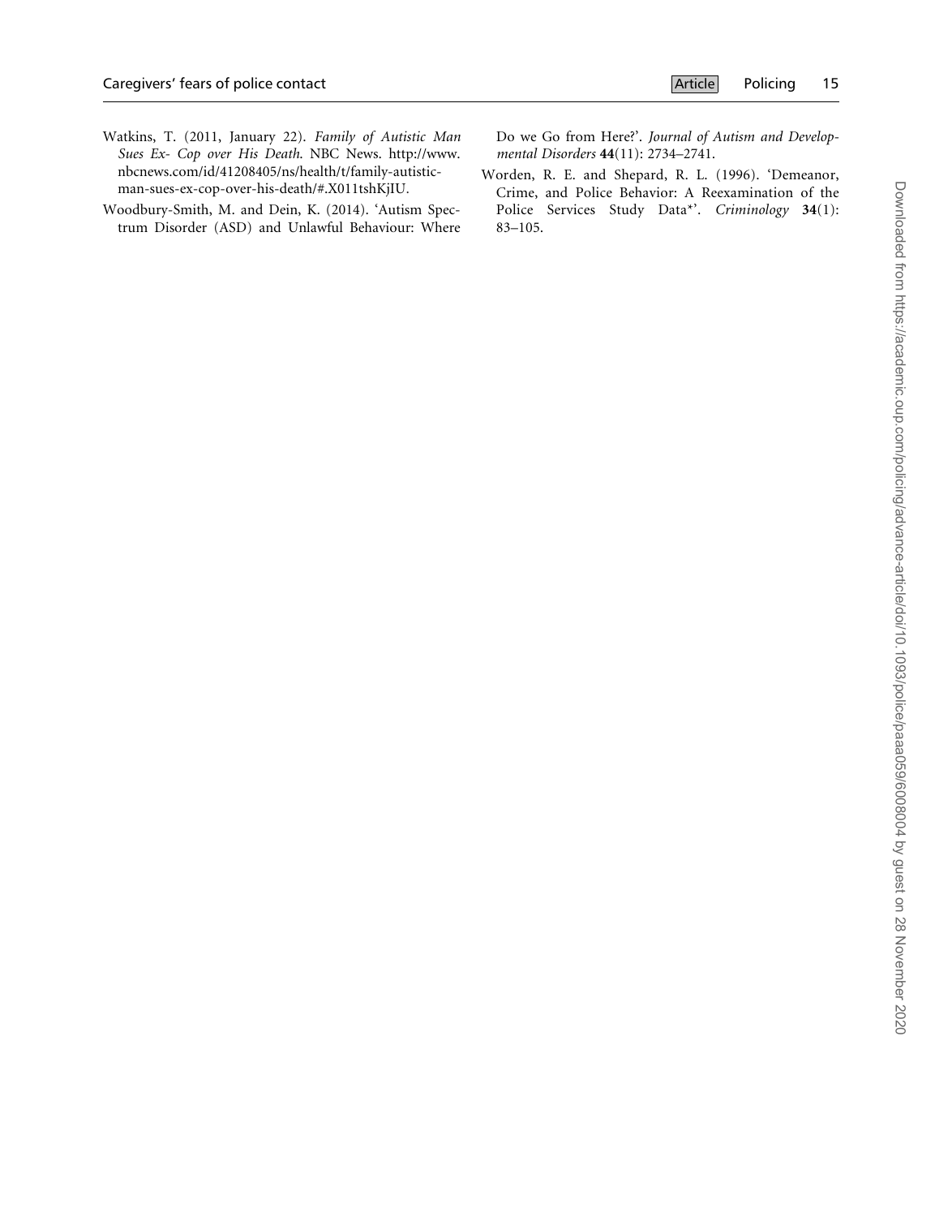Watkins, T. (2011, January 22). *Family of Autistic Man Sues Ex- Cop over His Death*. NBC News. http://www.nbcnews.com/id/41208405/ns/health/t/family-autistic-man-sues-ex-cop-over-his-death/#.X011tshKjIU.

Woodbury-Smith, M. and Dein, K. (2014). 'Autism Spectrum Disorder (ASD) and Unlawful Behaviour: Where Do we Go from Here?'. *Journal of Autism and Developmental Disorders* **44**(11): 2734–2741.

Worden, R. E. and Shepard, R. L. (1996). 'Demeanor, Crime, and Police Behavior: A Reexamination of the Police Services Study Data*'. *Criminology* **34**(1): 83–105.